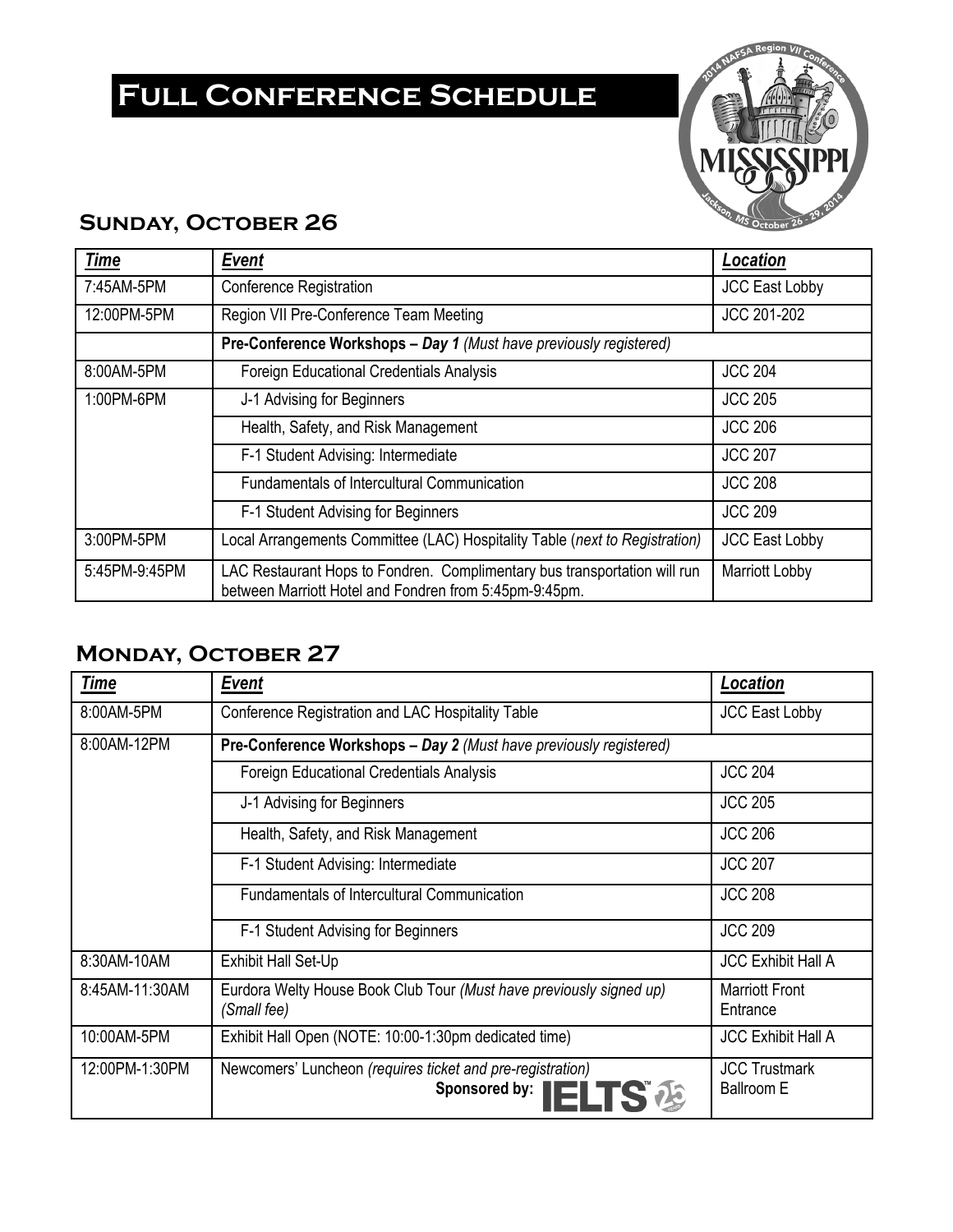# Full Conference Schedule

## Sunday, October 26

| *Time* | *Event* | *Location* |
|---|---|---|
| 7:45AM-5PM | Conference Registration | JCC East Lobby |
| 12:00PM-5PM | Region VII Pre-Conference Team Meeting | JCC 201-202 |
| | **Pre-Conference Workshops – *Day 1*** *(Must have previously registered)* | |
| 8:00AM-5PM | Foreign Educational Credentials Analysis | JCC 204 |
| 1:00PM-6PM | J-1 Advising for Beginners | JCC 205 |
| | Health, Safety, and Risk Management | JCC 206 |
| | F-1 Student Advising: Intermediate | JCC 207 |
| | Fundamentals of Intercultural Communication | JCC 208 |
| | F-1 Student Advising for Beginners | JCC 209 |
| 3:00PM-5PM | Local Arrangements Committee (LAC) Hospitality Table (*next to Registration*) | JCC East Lobby |
| 5:45PM-9:45PM | LAC Restaurant Hops to Fondren. Complimentary bus transportation will run between Marriott Hotel and Fondren from 5:45pm-9:45pm. | Marriott Lobby |

## Monday, October 27

| *Time* | *Event* | *Location* |
|---|---|---|
| 8:00AM-5PM | Conference Registration and LAC Hospitality Table | JCC East Lobby |
| 8:00AM-12PM | **Pre-Conference Workshops – *Day 2*** *(Must have previously registered)* | |
| | Foreign Educational Credentials Analysis | JCC 204 |
| | J-1 Advising for Beginners | JCC 205 |
| | Health, Safety, and Risk Management | JCC 206 |
| | F-1 Student Advising: Intermediate | JCC 207 |
| | Fundamentals of Intercultural Communication | JCC 208 |
| | F-1 Student Advising for Beginners | JCC 209 |
| 8:30AM-10AM | Exhibit Hall Set-Up | JCC Exhibit Hall A |
| 8:45AM-11:30AM | Eurdora Welty House Book Club Tour *(Must have previously signed up)* *(Small fee)* | Marriott Front Entrance |
| 10:00AM-5PM | Exhibit Hall Open (NOTE: 10:00-1:30pm dedicated time) | JCC Exhibit Hall A |
| 12:00PM-1:30PM | Newcomers' Luncheon *(requires ticket and pre-registration)* **Sponsored by:** IELTS | JCC Trustmark Ballroom E |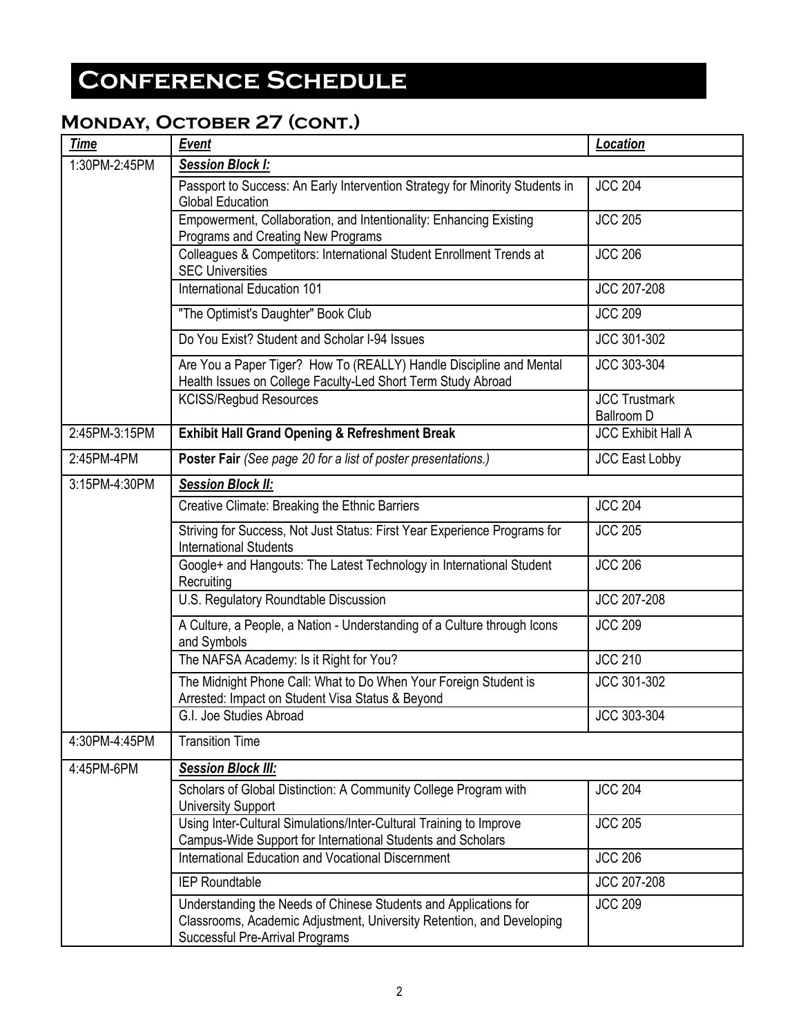# Conference Schedule

## Monday, October 27 (cont.)

| ***Time*** | ***Event*** | ***Location*** |
|---|---|---|
| 1:30PM-2:45PM | ***Session Block I:*** | |
| | Passport to Success: An Early Intervention Strategy for Minority Students in Global Education | JCC 204 |
| | Empowerment, Collaboration, and Intentionality: Enhancing Existing Programs and Creating New Programs | JCC 205 |
| | Colleagues & Competitors: International Student Enrollment Trends at SEC Universities | JCC 206 |
| | International Education 101 | JCC 207-208 |
| | "The Optimist's Daughter" Book Club | JCC 209 |
| | Do You Exist? Student and Scholar I-94 Issues | JCC 301-302 |
| | Are You a Paper Tiger? How To (REALLY) Handle Discipline and Mental Health Issues on College Faculty-Led Short Term Study Abroad | JCC 303-304 |
| | KCISS/Regbud Resources | JCC Trustmark Ballroom D |
| 2:45PM-3:15PM | **Exhibit Hall Grand Opening & Refreshment Break** | JCC Exhibit Hall A |
| 2:45PM-4PM | **Poster Fair** *(See page 20 for a list of poster presentations.)* | JCC East Lobby |
| 3:15PM-4:30PM | ***Session Block II:*** | |
| | Creative Climate: Breaking the Ethnic Barriers | JCC 204 |
| | Striving for Success, Not Just Status: First Year Experience Programs for International Students | JCC 205 |
| | Google+ and Hangouts: The Latest Technology in International Student Recruiting | JCC 206 |
| | U.S. Regulatory Roundtable Discussion | JCC 207-208 |
| | A Culture, a People, a Nation - Understanding of a Culture through Icons and Symbols | JCC 209 |
| | The NAFSA Academy: Is it Right for You? | JCC 210 |
| | The Midnight Phone Call: What to Do When Your Foreign Student is Arrested: Impact on Student Visa Status & Beyond | JCC 301-302 |
| | G.I. Joe Studies Abroad | JCC 303-304 |
| 4:30PM-4:45PM | Transition Time | |
| 4:45PM-6PM | ***Session Block III:*** | |
| | Scholars of Global Distinction: A Community College Program with University Support | JCC 204 |
| | Using Inter-Cultural Simulations/Inter-Cultural Training to Improve Campus-Wide Support for International Students and Scholars | JCC 205 |
| | International Education and Vocational Discernment | JCC 206 |
| | IEP Roundtable | JCC 207-208 |
| | Understanding the Needs of Chinese Students and Applications for Classrooms, Academic Adjustment, University Retention, and Developing Successful Pre-Arrival Programs | JCC 209 |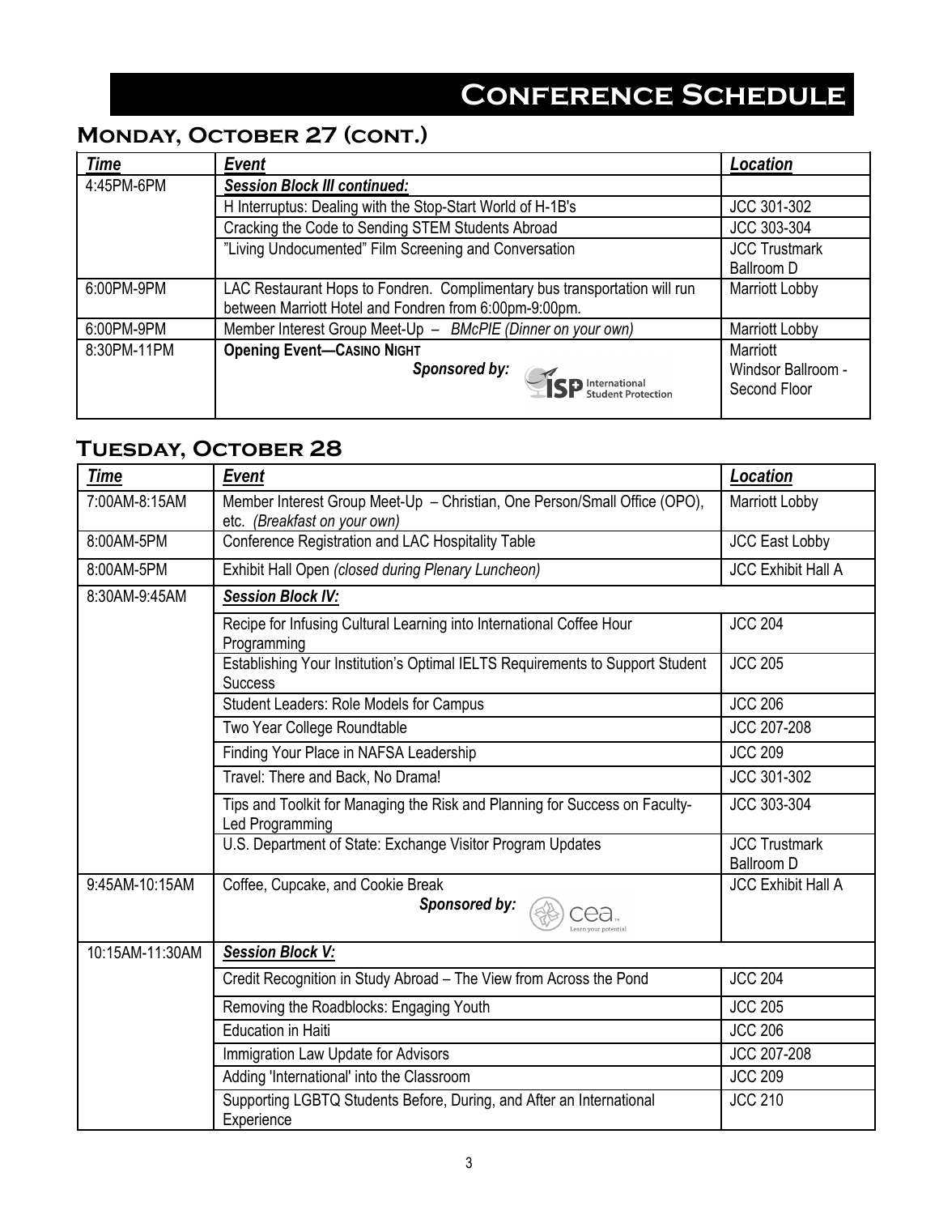# Conference Schedule

## Monday, October 27 (cont.)

| Time | Event | Location |
|---|---|---|
| 4:45PM-6PM | ***Session Block III continued:*** | |
| | H Interruptus: Dealing with the Stop-Start World of H-1B's | JCC 301-302 |
| | Cracking the Code to Sending STEM Students Abroad | JCC 303-304 |
| | "Living Undocumented" Film Screening and Conversation | JCC Trustmark Ballroom D |
| 6:00PM-9PM | LAC Restaurant Hops to Fondren. Complimentary bus transportation will run between Marriott Hotel and Fondren from 6:00pm-9:00pm. | Marriott Lobby |
| 6:00PM-9PM | Member Interest Group Meet-Up – *BMcPIE (Dinner on your own)* | Marriott Lobby |
| 8:30PM-11PM | **Opening Event—Casino Night** ***Sponsored by:*** ISP International Student Protection | Marriott Windsor Ballroom - Second Floor |

## Tuesday, October 28

| Time | Event | Location |
|---|---|---|
| 7:00AM-8:15AM | Member Interest Group Meet-Up – Christian, One Person/Small Office (OPO), etc. *(Breakfast on your own)* | Marriott Lobby |
| 8:00AM-5PM | Conference Registration and LAC Hospitality Table | JCC East Lobby |
| 8:00AM-5PM | Exhibit Hall Open *(closed during Plenary Luncheon)* | JCC Exhibit Hall A |
| 8:30AM-9:45AM | ***Session Block IV:*** | |
| | Recipe for Infusing Cultural Learning into International Coffee Hour Programming | JCC 204 |
| | Establishing Your Institution's Optimal IELTS Requirements to Support Student Success | JCC 205 |
| | Student Leaders: Role Models for Campus | JCC 206 |
| | Two Year College Roundtable | JCC 207-208 |
| | Finding Your Place in NAFSA Leadership | JCC 209 |
| | Travel: There and Back, No Drama! | JCC 301-302 |
| | Tips and Toolkit for Managing the Risk and Planning for Success on Faculty-Led Programming | JCC 303-304 |
| | U.S. Department of State: Exchange Visitor Program Updates | JCC Trustmark Ballroom D |
| 9:45AM-10:15AM | Coffee, Cupcake, and Cookie Break ***Sponsored by:*** cea Learn your potential | JCC Exhibit Hall A |
| 10:15AM-11:30AM | ***Session Block V:*** | |
| | Credit Recognition in Study Abroad – The View from Across the Pond | JCC 204 |
| | Removing the Roadblocks: Engaging Youth | JCC 205 |
| | Education in Haiti | JCC 206 |
| | Immigration Law Update for Advisors | JCC 207-208 |
| | Adding 'International' into the Classroom | JCC 209 |
| | Supporting LGBTQ Students Before, During, and After an International Experience | JCC 210 |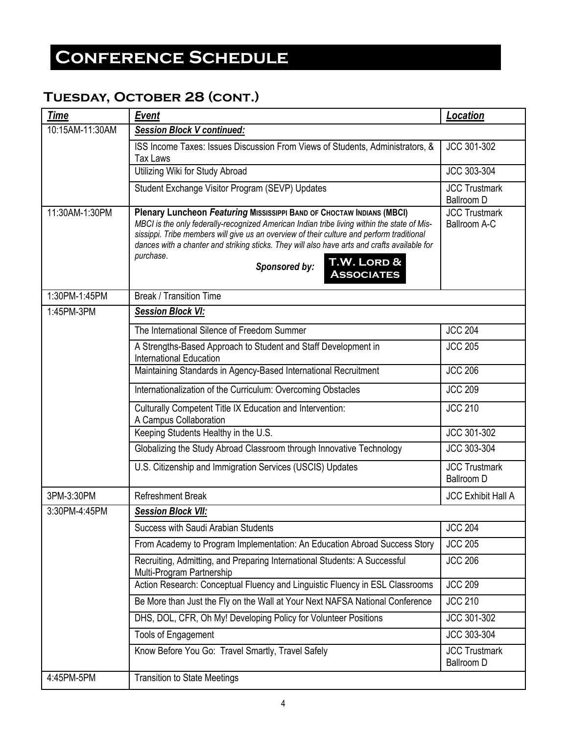# Conference Schedule

## Tuesday, October 28 (cont.)

| ***Time*** | ***Event*** | ***Location*** |
|---|---|---|
| 10:15AM-11:30AM | ***Session Block V continued:*** | |
| | ISS Income Taxes: Issues Discussion From Views of Students, Administrators, & Tax Laws | JCC 301-302 |
| | Utilizing Wiki for Study Abroad | JCC 303-304 |
| | Student Exchange Visitor Program (SEVP) Updates | JCC Trustmark Ballroom D |
| 11:30AM-1:30PM | **Plenary Luncheon *Featuring* Mississippi Band of Choctaw Indians (MBCI)** *MBCI is the only federally-recognized American Indian tribe living within the state of Mississippi. Tribe members will give us an overview of their culture and perform traditional dances with a chanter and striking sticks. They will also have arts and crafts available for purchase.* ***Sponsored by:*** **T.W. Lord & Associates** | JCC Trustmark Ballroom A-C |
| 1:30PM-1:45PM | Break / Transition Time | |
| 1:45PM-3PM | ***Session Block VI:*** | |
| | The International Silence of Freedom Summer | JCC 204 |
| | A Strengths-Based Approach to Student and Staff Development in International Education | JCC 205 |
| | Maintaining Standards in Agency-Based International Recruitment | JCC 206 |
| | Internationalization of the Curriculum: Overcoming Obstacles | JCC 209 |
| | Culturally Competent Title IX Education and Intervention: A Campus Collaboration | JCC 210 |
| | Keeping Students Healthy in the U.S. | JCC 301-302 |
| | Globalizing the Study Abroad Classroom through Innovative Technology | JCC 303-304 |
| | U.S. Citizenship and Immigration Services (USCIS) Updates | JCC Trustmark Ballroom D |
| 3PM-3:30PM | Refreshment Break | JCC Exhibit Hall A |
| 3:30PM-4:45PM | ***Session Block VII:*** | |
| | Success with Saudi Arabian Students | JCC 204 |
| | From Academy to Program Implementation: An Education Abroad Success Story | JCC 205 |
| | Recruiting, Admitting, and Preparing International Students: A Successful Multi-Program Partnership | JCC 206 |
| | Action Research: Conceptual Fluency and Linguistic Fluency in ESL Classrooms | JCC 209 |
| | Be More than Just the Fly on the Wall at Your Next NAFSA National Conference | JCC 210 |
| | DHS, DOL, CFR, Oh My! Developing Policy for Volunteer Positions | JCC 301-302 |
| | Tools of Engagement | JCC 303-304 |
| | Know Before You Go: Travel Smartly, Travel Safely | JCC Trustmark Ballroom D |
| 4:45PM-5PM | Transition to State Meetings | |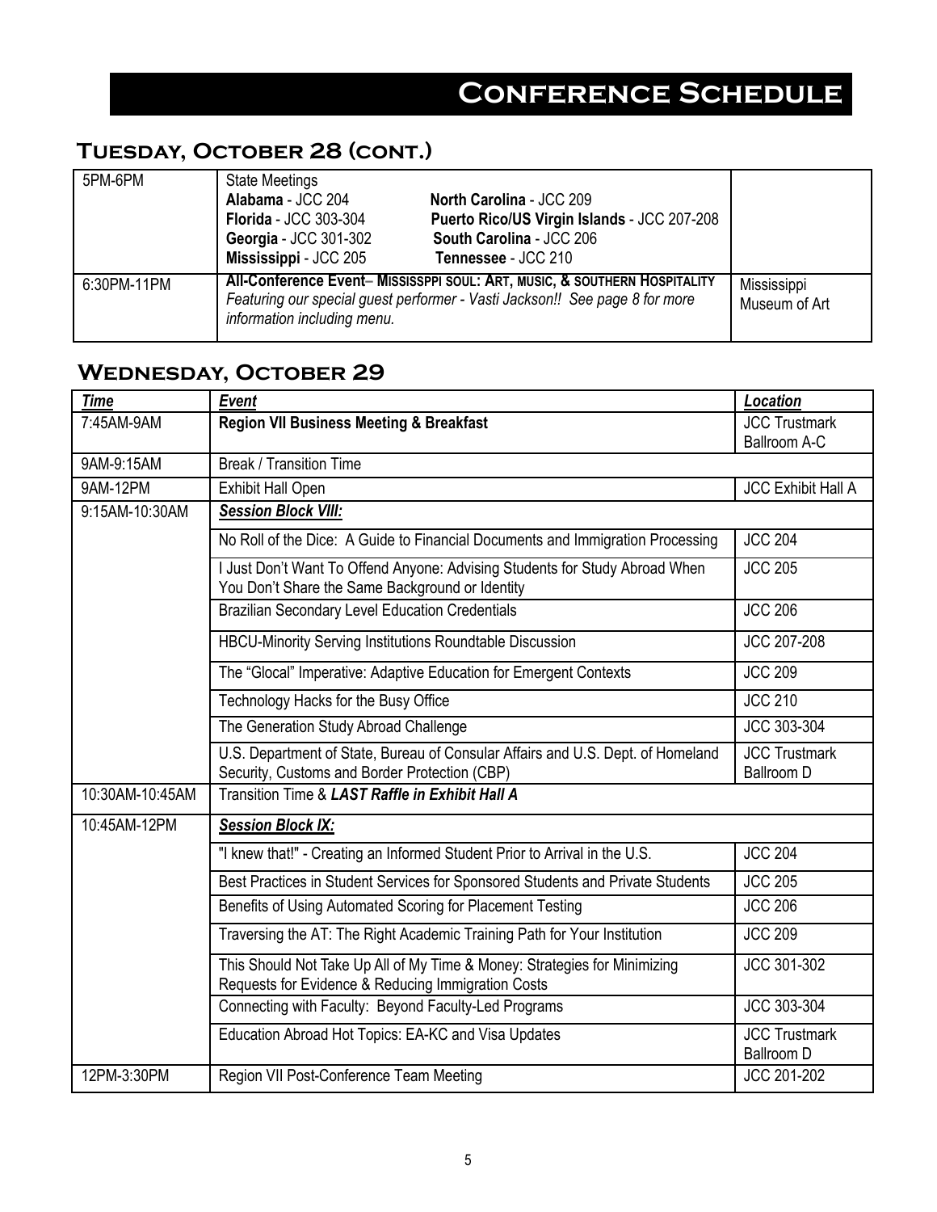# Conference Schedule

## Tuesday, October 28 (cont.)

| | | |
|---|---|---|
| 5PM-6PM | State Meetings<br>**Alabama** - JCC 204<br>**Florida** - JCC 303-304<br>**Georgia** - JCC 301-302<br>**Mississippi** - JCC 205<br>**North Carolina** - JCC 209<br>**Puerto Rico/US Virgin Islands** - JCC 207-208<br>**South Carolina** - JCC 206<br>**Tennessee** - JCC 210 | |
| 6:30PM-11PM | **All-Conference Event– Mississppi Soul: Art, Music, & Southern Hospitality**<br>*Featuring our special guest performer - Vasti Jackson!! See page 8 for more information including menu.* | Mississippi Museum of Art |

## Wednesday, October 29

| ***Time*** | ***Event*** | ***Location*** |
|---|---|---|
| 7:45AM-9AM | **Region VII Business Meeting & Breakfast** | JCC Trustmark Ballroom A-C |
| 9AM-9:15AM | Break / Transition Time | |
| 9AM-12PM | Exhibit Hall Open | JCC Exhibit Hall A |
| 9:15AM-10:30AM | ***Session Block VIII:*** | |
| | No Roll of the Dice: A Guide to Financial Documents and Immigration Processing | JCC 204 |
| | I Just Don't Want To Offend Anyone: Advising Students for Study Abroad When You Don't Share the Same Background or Identity | JCC 205 |
| | Brazilian Secondary Level Education Credentials | JCC 206 |
| | HBCU-Minority Serving Institutions Roundtable Discussion | JCC 207-208 |
| | The "Glocal" Imperative: Adaptive Education for Emergent Contexts | JCC 209 |
| | Technology Hacks for the Busy Office | JCC 210 |
| | The Generation Study Abroad Challenge | JCC 303-304 |
| | U.S. Department of State, Bureau of Consular Affairs and U.S. Dept. of Homeland Security, Customs and Border Protection (CBP) | JCC Trustmark Ballroom D |
| 10:30AM-10:45AM | Transition Time & ***LAST Raffle in Exhibit Hall A*** | |
| 10:45AM-12PM | ***Session Block IX:*** | |
| | "I knew that!" - Creating an Informed Student Prior to Arrival in the U.S. | JCC 204 |
| | Best Practices in Student Services for Sponsored Students and Private Students | JCC 205 |
| | Benefits of Using Automated Scoring for Placement Testing | JCC 206 |
| | Traversing the AT: The Right Academic Training Path for Your Institution | JCC 209 |
| | This Should Not Take Up All of My Time & Money: Strategies for Minimizing Requests for Evidence & Reducing Immigration Costs | JCC 301-302 |
| | Connecting with Faculty: Beyond Faculty-Led Programs | JCC 303-304 |
| | Education Abroad Hot Topics: EA-KC and Visa Updates | JCC Trustmark Ballroom D |
| 12PM-3:30PM | Region VII Post-Conference Team Meeting | JCC 201-202 |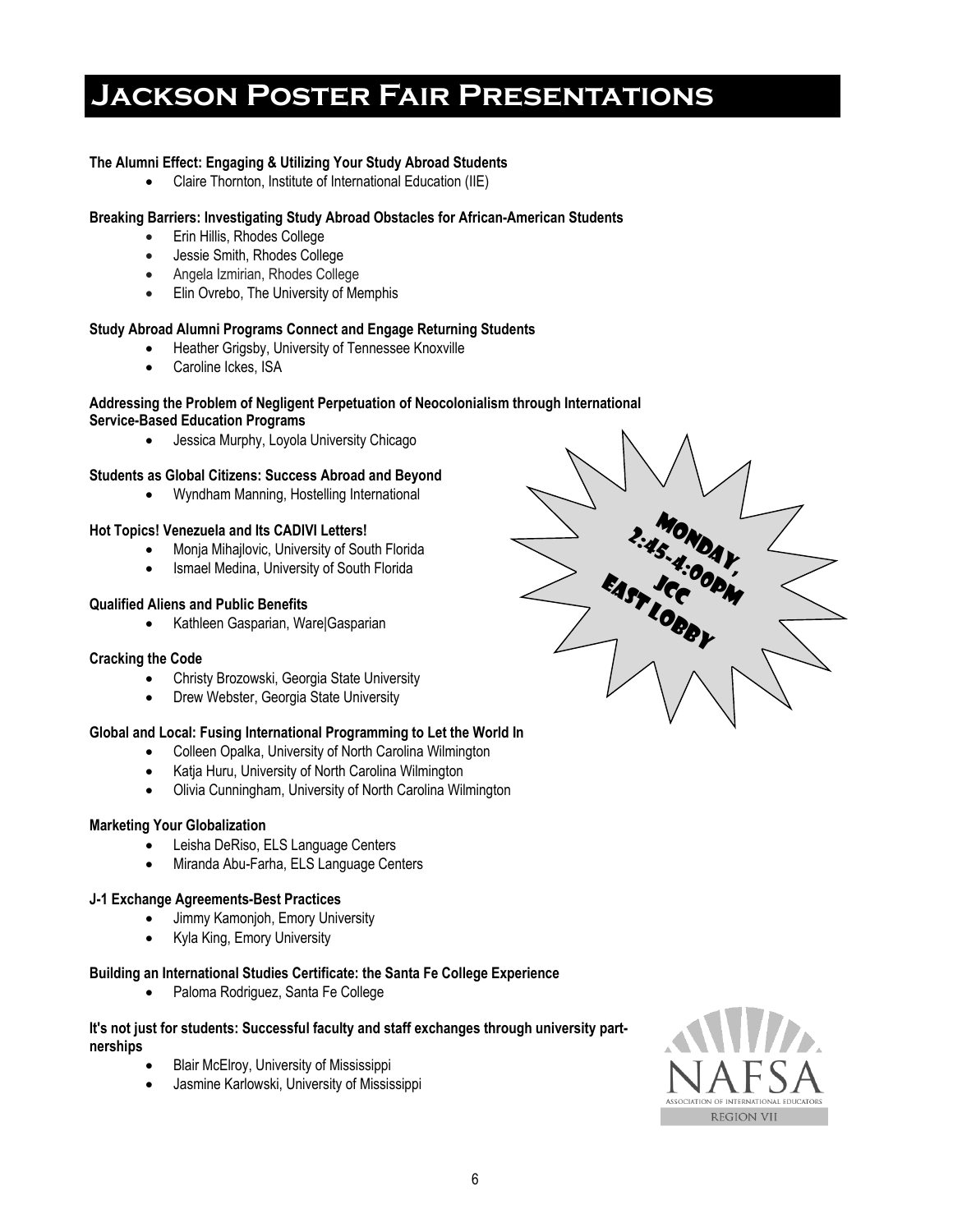# Jackson Poster Fair Presentations

**The Alumni Effect: Engaging & Utilizing Your Study Abroad Students**

- Claire Thornton, Institute of International Education (IIE)

**Breaking Barriers: Investigating Study Abroad Obstacles for African-American Students**

- Erin Hillis, Rhodes College
- Jessie Smith, Rhodes College
- Angela Izmirian, Rhodes College
- Elin Ovrebo, The University of Memphis

**Study Abroad Alumni Programs Connect and Engage Returning Students**

- Heather Grigsby, University of Tennessee Knoxville
- Caroline Ickes, ISA

**Addressing the Problem of Negligent Perpetuation of Neocolonialism through International Service-Based Education Programs**

- Jessica Murphy, Loyola University Chicago

**Students as Global Citizens: Success Abroad and Beyond**

- Wyndham Manning, Hostelling International

**Hot Topics! Venezuela and Its CADIVI Letters!**

- Monja Mihajlovic, University of South Florida
- Ismael Medina, University of South Florida

**Qualified Aliens and Public Benefits**

- Kathleen Gasparian, Ware|Gasparian

**Cracking the Code**

- Christy Brozowski, Georgia State University
- Drew Webster, Georgia State University

**Global and Local: Fusing International Programming to Let the World In**

- Colleen Opalka, University of North Carolina Wilmington
- Katja Huru, University of North Carolina Wilmington
- Olivia Cunningham, University of North Carolina Wilmington

**Marketing Your Globalization**

- Leisha DeRiso, ELS Language Centers
- Miranda Abu-Farha, ELS Language Centers

**J-1 Exchange Agreements-Best Practices**

- Jimmy Kamonjoh, Emory University
- Kyla King, Emory University

**Building an International Studies Certificate: the Santa Fe College Experience**

- Paloma Rodriguez, Santa Fe College

**It's not just for students: Successful faculty and staff exchanges through university partnerships**

- Blair McElroy, University of Mississippi
- Jasmine Karlowski, University of Mississippi

Monday, 2:45-4:00pm JCC East Lobby

NAFSA Association of International Educators Region VII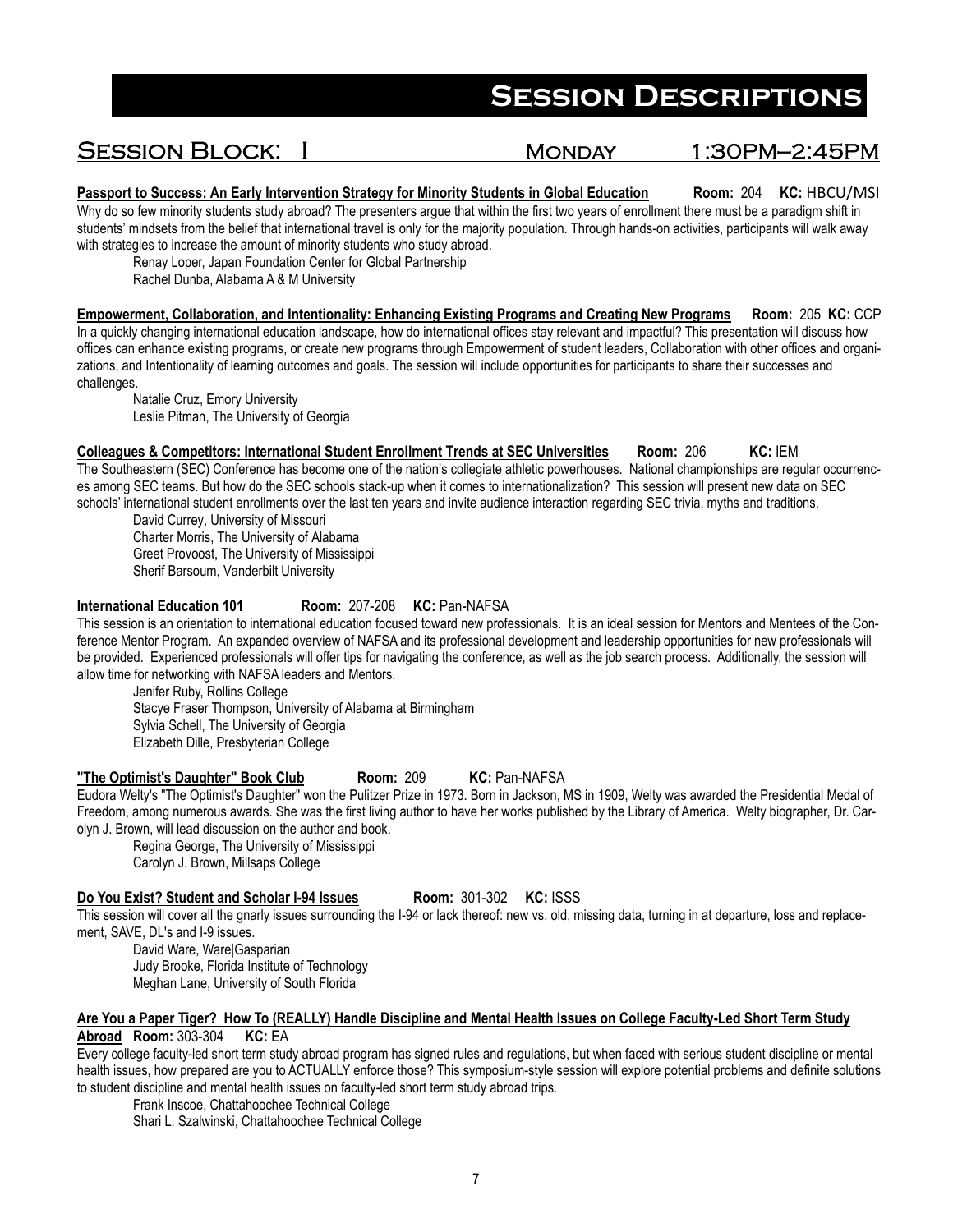# Session Descriptions

## Session Block: I — Monday — 1:30PM–2:45PM

**Passport to Success: An Early Intervention Strategy for Minority Students in Global Education** **Room:** 204 **KC:** HBCU/MSI

Why do so few minority students study abroad? The presenters argue that within the first two years of enrollment there must be a paradigm shift in students' mindsets from the belief that international travel is only for the majority population. Through hands-on activities, participants will walk away with strategies to increase the amount of minority students who study abroad.

Renay Loper, Japan Foundation Center for Global Partnership
Rachel Dunba, Alabama A & M University

**Empowerment, Collaboration, and Intentionality: Enhancing Existing Programs and Creating New Programs** **Room:** 205 **KC:** CCP

In a quickly changing international education landscape, how do international offices stay relevant and impactful? This presentation will discuss how offices can enhance existing programs, or create new programs through Empowerment of student leaders, Collaboration with other offices and organizations, and Intentionality of learning outcomes and goals. The session will include opportunities for participants to share their successes and challenges.

Natalie Cruz, Emory University
Leslie Pitman, The University of Georgia

**Colleagues & Competitors: International Student Enrollment Trends at SEC Universities** **Room:** 206 **KC:** IEM

The Southeastern (SEC) Conference has become one of the nation's collegiate athletic powerhouses. National championships are regular occurrences among SEC teams. But how do the SEC schools stack-up when it comes to internationalization? This session will present new data on SEC schools' international student enrollments over the last ten years and invite audience interaction regarding SEC trivia, myths and traditions.

David Currey, University of Missouri
Charter Morris, The University of Alabama
Greet Provoost, The University of Mississippi
Sherif Barsoum, Vanderbilt University

**International Education 101** **Room:** 207-208 **KC:** Pan-NAFSA

This session is an orientation to international education focused toward new professionals. It is an ideal session for Mentors and Mentees of the Conference Mentor Program. An expanded overview of NAFSA and its professional development and leadership opportunities for new professionals will be provided. Experienced professionals will offer tips for navigating the conference, as well as the job search process. Additionally, the session will allow time for networking with NAFSA leaders and Mentors.

Jenifer Ruby, Rollins College
Stacye Fraser Thompson, University of Alabama at Birmingham
Sylvia Schell, The University of Georgia
Elizabeth Dille, Presbyterian College

**"The Optimist's Daughter" Book Club** **Room:** 209 **KC:** Pan-NAFSA

Eudora Welty's "The Optimist's Daughter" won the Pulitzer Prize in 1973. Born in Jackson, MS in 1909, Welty was awarded the Presidential Medal of Freedom, among numerous awards. She was the first living author to have her works published by the Library of America. Welty biographer, Dr. Carolyn J. Brown, will lead discussion on the author and book.

Regina George, The University of Mississippi
Carolyn J. Brown, Millsaps College

**Do You Exist? Student and Scholar I-94 Issues** **Room:** 301-302 **KC:** ISSS

This session will cover all the gnarly issues surrounding the I-94 or lack thereof: new vs. old, missing data, turning in at departure, loss and replacement, SAVE, DL's and I-9 issues.

David Ware, Ware|Gasparian
Judy Brooke, Florida Institute of Technology
Meghan Lane, University of South Florida

**Are You a Paper Tiger? How To (REALLY) Handle Discipline and Mental Health Issues on College Faculty-Led Short Term Study Abroad** **Room:** 303-304 **KC:** EA

Every college faculty-led short term study abroad program has signed rules and regulations, but when faced with serious student discipline or mental health issues, how prepared are you to ACTUALLY enforce those? This symposium-style session will explore potential problems and definite solutions to student discipline and mental health issues on faculty-led short term study abroad trips.

Frank Inscoe, Chattahoochee Technical College
Shari L. Szalwinski, Chattahoochee Technical College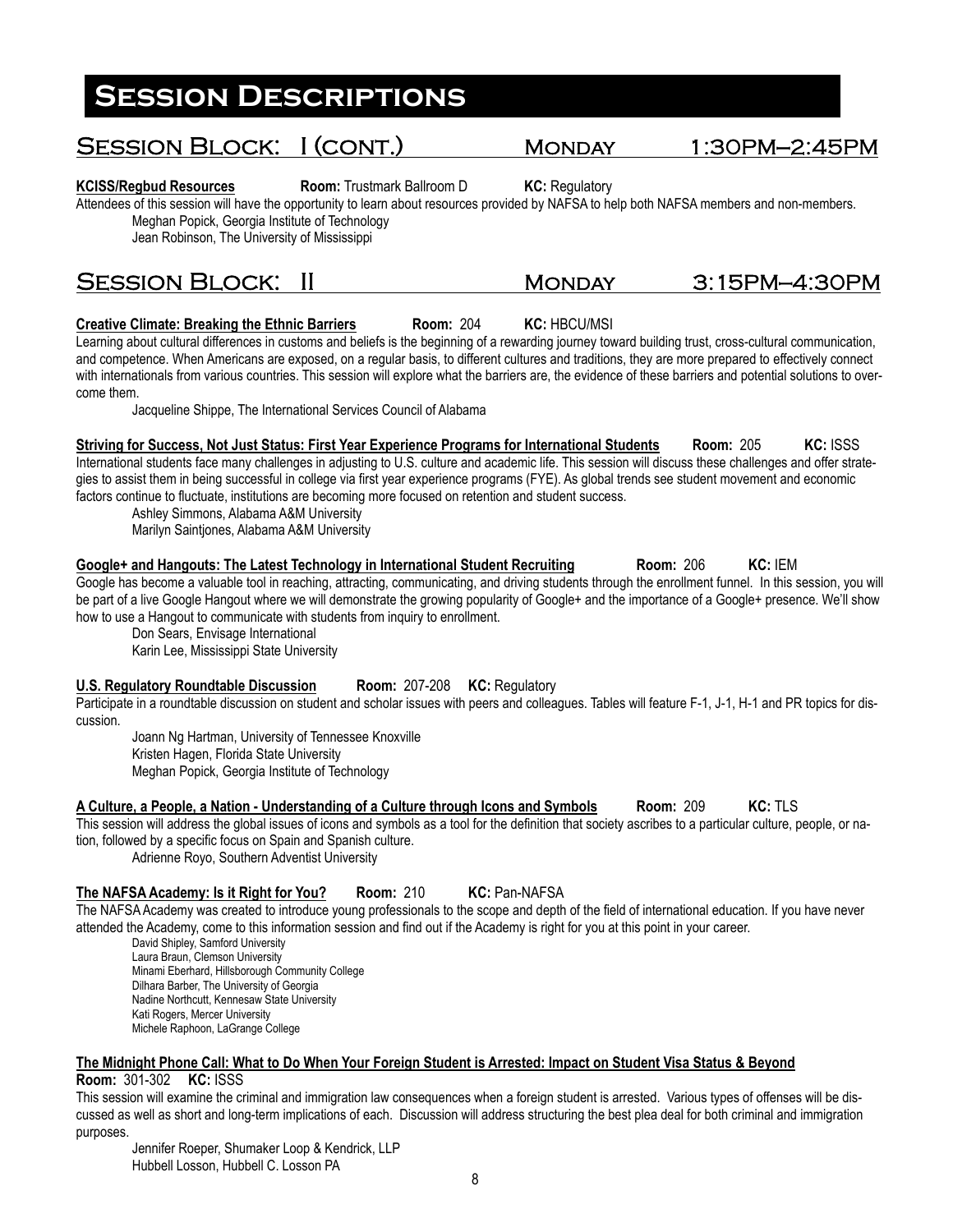# Session Descriptions

## Session Block: I (cont.) Monday 1:30PM–2:45PM

**KCISS/Regbud Resources** **Room:** Trustmark Ballroom D **KC:** Regulatory

Attendees of this session will have the opportunity to learn about resources provided by NAFSA to help both NAFSA members and non-members.

Meghan Popick, Georgia Institute of Technology
Jean Robinson, The University of Mississippi

## Session Block: II Monday 3:15PM–4:30PM

**Creative Climate: Breaking the Ethnic Barriers** **Room:** 204 **KC:** HBCU/MSI

Learning about cultural differences in customs and beliefs is the beginning of a rewarding journey toward building trust, cross-cultural communication, and competence. When Americans are exposed, on a regular basis, to different cultures and traditions, they are more prepared to effectively connect with internationals from various countries. This session will explore what the barriers are, the evidence of these barriers and potential solutions to overcome them.

Jacqueline Shippe, The International Services Council of Alabama

**Striving for Success, Not Just Status: First Year Experience Programs for International Students** **Room:** 205 **KC:** ISSS

International students face many challenges in adjusting to U.S. culture and academic life. This session will discuss these challenges and offer strategies to assist them in being successful in college via first year experience programs (FYE). As global trends see student movement and economic factors continue to fluctuate, institutions are becoming more focused on retention and student success.

Ashley Simmons, Alabama A&M University
Marilyn Saintjones, Alabama A&M University

**Google+ and Hangouts: The Latest Technology in International Student Recruiting** **Room:** 206 **KC:** IEM

Google has become a valuable tool in reaching, attracting, communicating, and driving students through the enrollment funnel. In this session, you will be part of a live Google Hangout where we will demonstrate the growing popularity of Google+ and the importance of a Google+ presence. We'll show how to use a Hangout to communicate with students from inquiry to enrollment.

Don Sears, Envisage International
Karin Lee, Mississippi State University

**U.S. Regulatory Roundtable Discussion** **Room:** 207-208 **KC:** Regulatory

Participate in a roundtable discussion on student and scholar issues with peers and colleagues. Tables will feature F-1, J-1, H-1 and PR topics for discussion.

Joann Ng Hartman, University of Tennessee Knoxville
Kristen Hagen, Florida State University
Meghan Popick, Georgia Institute of Technology

**A Culture, a People, a Nation - Understanding of a Culture through Icons and Symbols** **Room:** 209 **KC:** TLS

This session will address the global issues of icons and symbols as a tool for the definition that society ascribes to a particular culture, people, or nation, followed by a specific focus on Spain and Spanish culture.

Adrienne Royo, Southern Adventist University

**The NAFSA Academy: Is it Right for You?** **Room:** 210 **KC:** Pan-NAFSA

The NAFSA Academy was created to introduce young professionals to the scope and depth of the field of international education. If you have never attended the Academy, come to this information session and find out if the Academy is right for you at this point in your career.

David Shipley, Samford University
Laura Braun, Clemson University
Minami Eberhard, Hillsborough Community College
Dilhara Barber, The University of Georgia
Nadine Northcutt, Kennesaw State University
Kati Rogers, Mercer University
Michele Raphoon, LaGrange College

**The Midnight Phone Call: What to Do When Your Foreign Student is Arrested: Impact on Student Visa Status & Beyond**
**Room:** 301-302 **KC:** ISSS

This session will examine the criminal and immigration law consequences when a foreign student is arrested. Various types of offenses will be discussed as well as short and long-term implications of each. Discussion will address structuring the best plea deal for both criminal and immigration purposes.

Jennifer Roeper, Shumaker Loop & Kendrick, LLP
Hubbell Losson, Hubbell C. Losson PA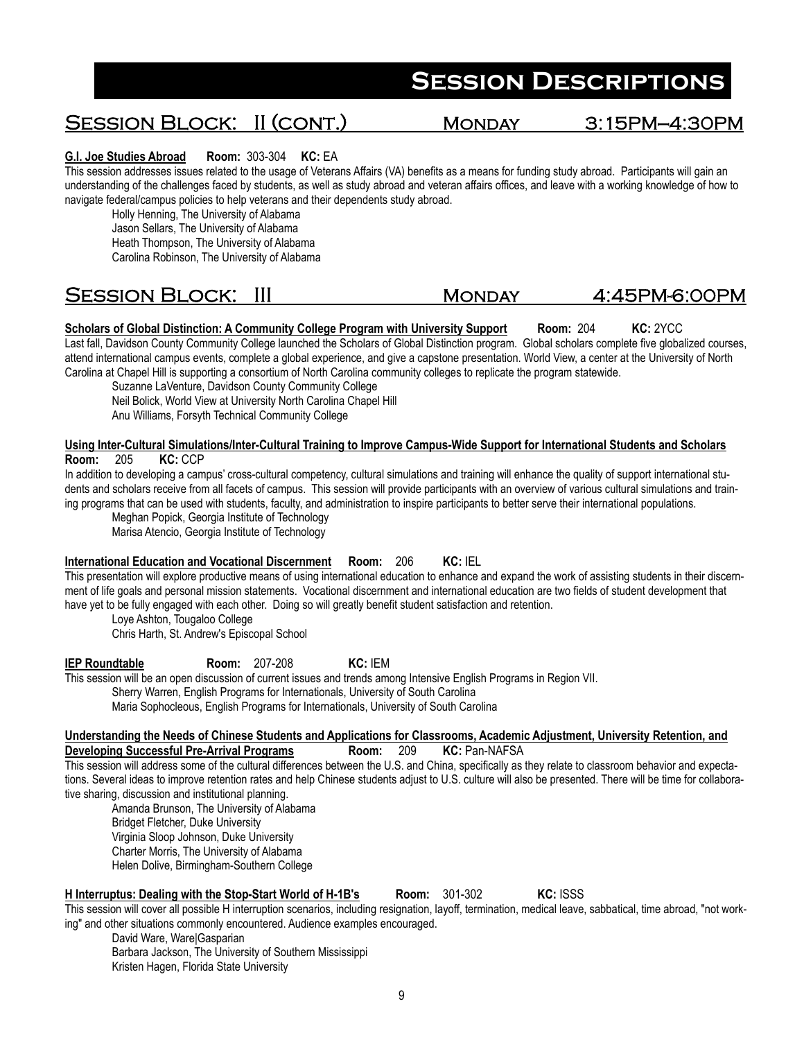# Session Descriptions

## Session Block: II (cont.) Monday 3:15PM–4:30PM

**G.I. Joe Studies Abroad** **Room:** 303-304 **KC:** EA

This session addresses issues related to the usage of Veterans Affairs (VA) benefits as a means for funding study abroad. Participants will gain an understanding of the challenges faced by students, as well as study abroad and veteran affairs offices, and leave with a working knowledge of how to navigate federal/campus policies to help veterans and their dependents study abroad.

Holly Henning, The University of Alabama
Jason Sellars, The University of Alabama
Heath Thompson, The University of Alabama
Carolina Robinson, The University of Alabama

## Session Block: III Monday 4:45PM-6:00PM

**Scholars of Global Distinction: A Community College Program with University Support** **Room:** 204 **KC:** 2YCC

Last fall, Davidson County Community College launched the Scholars of Global Distinction program. Global scholars complete five globalized courses, attend international campus events, complete a global experience, and give a capstone presentation. World View, a center at the University of North Carolina at Chapel Hill is supporting a consortium of North Carolina community colleges to replicate the program statewide.

Suzanne LaVenture, Davidson County Community College
Neil Bolick, World View at University North Carolina Chapel Hill
Anu Williams, Forsyth Technical Community College

**Using Inter-Cultural Simulations/Inter-Cultural Training to Improve Campus-Wide Support for International Students and Scholars**
**Room:** 205 **KC:** CCP

In addition to developing a campus' cross-cultural competency, cultural simulations and training will enhance the quality of support international students and scholars receive from all facets of campus. This session will provide participants with an overview of various cultural simulations and training programs that can be used with students, faculty, and administration to inspire participants to better serve their international populations.

Meghan Popick, Georgia Institute of Technology
Marisa Atencio, Georgia Institute of Technology

**International Education and Vocational Discernment** **Room:** 206 **KC:** IEL

This presentation will explore productive means of using international education to enhance and expand the work of assisting students in their discernment of life goals and personal mission statements. Vocational discernment and international education are two fields of student development that have yet to be fully engaged with each other. Doing so will greatly benefit student satisfaction and retention.

Loye Ashton, Tougaloo College
Chris Harth, St. Andrew's Episcopal School

**IEP Roundtable** **Room:** 207-208 **KC:** IEM

This session will be an open discussion of current issues and trends among Intensive English Programs in Region VII.

Sherry Warren, English Programs for Internationals, University of South Carolina
Maria Sophocleous, English Programs for Internationals, University of South Carolina

**Understanding the Needs of Chinese Students and Applications for Classrooms, Academic Adjustment, University Retention, and Developing Successful Pre-Arrival Programs** **Room:** 209 **KC:** Pan-NAFSA

This session will address some of the cultural differences between the U.S. and China, specifically as they relate to classroom behavior and expectations. Several ideas to improve retention rates and help Chinese students adjust to U.S. culture will also be presented. There will be time for collaborative sharing, discussion and institutional planning.

Amanda Brunson, The University of Alabama
Bridget Fletcher, Duke University
Virginia Sloop Johnson, Duke University
Charter Morris, The University of Alabama
Helen Dolive, Birmingham-Southern College

**H Interruptus: Dealing with the Stop-Start World of H-1B's** **Room:** 301-302 **KC:** ISSS

This session will cover all possible H interruption scenarios, including resignation, layoff, termination, medical leave, sabbatical, time abroad, "not working" and other situations commonly encountered. Audience examples encouraged.

David Ware, Ware|Gasparian
Barbara Jackson, The University of Southern Mississippi
Kristen Hagen, Florida State University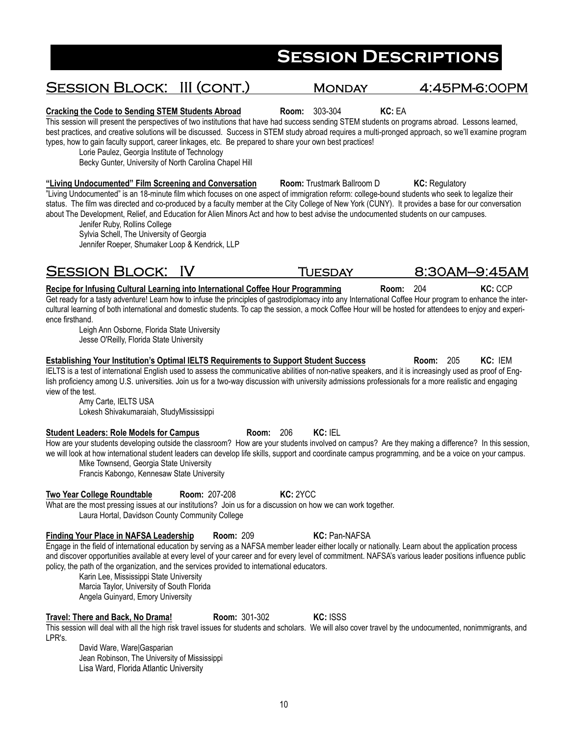# Session Descriptions

## Session Block: III (cont.) Monday 4:45PM-6:00PM

**Cracking the Code to Sending STEM Students Abroad** **Room:** 303-304 **KC:** EA

This session will present the perspectives of two institutions that have had success sending STEM students on programs abroad. Lessons learned, best practices, and creative solutions will be discussed. Success in STEM study abroad requires a multi-pronged approach, so we'll examine program types, how to gain faculty support, career linkages, etc. Be prepared to share your own best practices!

Lorie Paulez, Georgia Institute of Technology
Becky Gunter, University of North Carolina Chapel Hill

**"Living Undocumented" Film Screening and Conversation** **Room:** Trustmark Ballroom D **KC:** Regulatory

"Living Undocumented" is an 18-minute film which focuses on one aspect of immigration reform: college-bound students who seek to legalize their status. The film was directed and co-produced by a faculty member at the City College of New York (CUNY). It provides a base for our conversation about The Development, Relief, and Education for Alien Minors Act and how to best advise the undocumented students on our campuses.

Jenifer Ruby, Rollins College
Sylvia Schell, The University of Georgia
Jennifer Roeper, Shumaker Loop & Kendrick, LLP

## Session Block: IV Tuesday 8:30AM–9:45AM

**Recipe for Infusing Cultural Learning into International Coffee Hour Programming** **Room:** 204 **KC:** CCP

Get ready for a tasty adventure! Learn how to infuse the principles of gastrodiplomacy into any International Coffee Hour program to enhance the intercultural learning of both international and domestic students. To cap the session, a mock Coffee Hour will be hosted for attendees to enjoy and experience firsthand.

Leigh Ann Osborne, Florida State University
Jesse O'Reilly, Florida State University

**Establishing Your Institution's Optimal IELTS Requirements to Support Student Success** **Room:** 205 **KC:** IEM

IELTS is a test of international English used to assess the communicative abilities of non-native speakers, and it is increasingly used as proof of English proficiency among U.S. universities. Join us for a two-way discussion with university admissions professionals for a more realistic and engaging view of the test.

Amy Carte, IELTS USA
Lokesh Shivakumaraiah, StudyMississippi

**Student Leaders: Role Models for Campus** **Room:** 206 **KC:** IEL

How are your students developing outside the classroom? How are your students involved on campus? Are they making a difference? In this session, we will look at how international student leaders can develop life skills, support and coordinate campus programming, and be a voice on your campus.

Mike Townsend, Georgia State University
Francis Kabongo, Kennesaw State University

**Two Year College Roundtable** **Room:** 207-208 **KC:** 2YCC

What are the most pressing issues at our institutions? Join us for a discussion on how we can work together.

Laura Hortal, Davidson County Community College

**Finding Your Place in NAFSA Leadership** **Room:** 209 **KC:** Pan-NAFSA

Engage in the field of international education by serving as a NAFSA member leader either locally or nationally. Learn about the application process and discover opportunities available at every level of your career and for every level of commitment. NAFSA's various leader positions influence public policy, the path of the organization, and the services provided to international educators.

Karin Lee, Mississippi State University
Marcia Taylor, University of South Florida
Angela Guinyard, Emory University

**Travel: There and Back, No Drama!** **Room:** 301-302 **KC:** ISSS

This session will deal with all the high risk travel issues for students and scholars. We will also cover travel by the undocumented, nonimmigrants, and LPR's.

David Ware, Ware|Gasparian
Jean Robinson, The University of Mississippi
Lisa Ward, Florida Atlantic University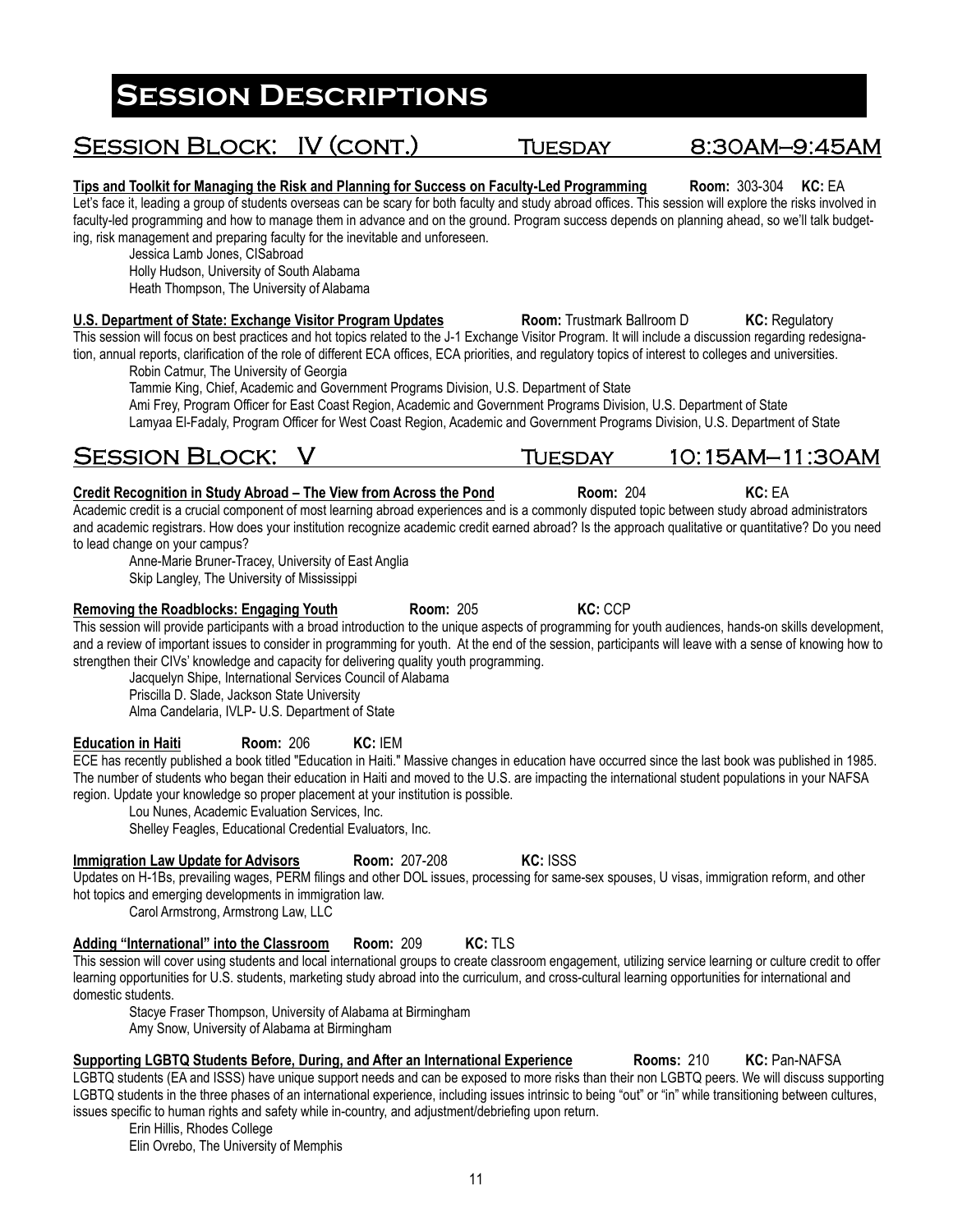# Session Descriptions

## Session Block: IV (cont.) Tuesday 8:30AM–9:45AM

**Tips and Toolkit for Managing the Risk and Planning for Success on Faculty-Led Programming** **Room:** 303-304 **KC:** EA

Let's face it, leading a group of students overseas can be scary for both faculty and study abroad offices. This session will explore the risks involved in faculty-led programming and how to manage them in advance and on the ground. Program success depends on planning ahead, so we'll talk budgeting, risk management and preparing faculty for the inevitable and unforeseen.

Jessica Lamb Jones, CISabroad
Holly Hudson, University of South Alabama
Heath Thompson, The University of Alabama

**U.S. Department of State: Exchange Visitor Program Updates** **Room:** Trustmark Ballroom D **KC:** Regulatory

This session will focus on best practices and hot topics related to the J-1 Exchange Visitor Program. It will include a discussion regarding redesignation, annual reports, clarification of the role of different ECA offices, ECA priorities, and regulatory topics of interest to colleges and universities.

Robin Catmur, The University of Georgia
Tammie King, Chief, Academic and Government Programs Division, U.S. Department of State
Ami Frey, Program Officer for East Coast Region, Academic and Government Programs Division, U.S. Department of State
Lamyaa El-Fadaly, Program Officer for West Coast Region, Academic and Government Programs Division, U.S. Department of State

## Session Block: V Tuesday 10:15AM–11:30AM

**Credit Recognition in Study Abroad – The View from Across the Pond** **Room:** 204 **KC:** EA

Academic credit is a crucial component of most learning abroad experiences and is a commonly disputed topic between study abroad administrators and academic registrars. How does your institution recognize academic credit earned abroad? Is the approach qualitative or quantitative? Do you need to lead change on your campus?

Anne-Marie Bruner-Tracey, University of East Anglia
Skip Langley, The University of Mississippi

**Removing the Roadblocks: Engaging Youth** **Room:** 205 **KC:** CCP

This session will provide participants with a broad introduction to the unique aspects of programming for youth audiences, hands-on skills development, and a review of important issues to consider in programming for youth. At the end of the session, participants will leave with a sense of knowing how to strengthen their CIVs' knowledge and capacity for delivering quality youth programming.

Jacquelyn Shipe, International Services Council of Alabama
Priscilla D. Slade, Jackson State University
Alma Candelaria, IVLP- U.S. Department of State

**Education in Haiti** **Room:** 206 **KC:** IEM

ECE has recently published a book titled "Education in Haiti." Massive changes in education have occurred since the last book was published in 1985. The number of students who began their education in Haiti and moved to the U.S. are impacting the international student populations in your NAFSA region. Update your knowledge so proper placement at your institution is possible.

Lou Nunes, Academic Evaluation Services, Inc.
Shelley Feagles, Educational Credential Evaluators, Inc.

**Immigration Law Update for Advisors** **Room:** 207-208 **KC:** ISSS

Updates on H-1Bs, prevailing wages, PERM filings and other DOL issues, processing for same-sex spouses, U visas, immigration reform, and other hot topics and emerging developments in immigration law.

Carol Armstrong, Armstrong Law, LLC

**Adding "International" into the Classroom** **Room:** 209 **KC:** TLS

This session will cover using students and local international groups to create classroom engagement, utilizing service learning or culture credit to offer learning opportunities for U.S. students, marketing study abroad into the curriculum, and cross-cultural learning opportunities for international and domestic students.

Stacye Fraser Thompson, University of Alabama at Birmingham
Amy Snow, University of Alabama at Birmingham

**Supporting LGBTQ Students Before, During, and After an International Experience** **Rooms:** 210 **KC:** Pan-NAFSA

LGBTQ students (EA and ISSS) have unique support needs and can be exposed to more risks than their non LGBTQ peers. We will discuss supporting LGBTQ students in the three phases of an international experience, including issues intrinsic to being "out" or "in" while transitioning between cultures, issues specific to human rights and safety while in-country, and adjustment/debriefing upon return.

Erin Hillis, Rhodes College
Elin Ovrebo, The University of Memphis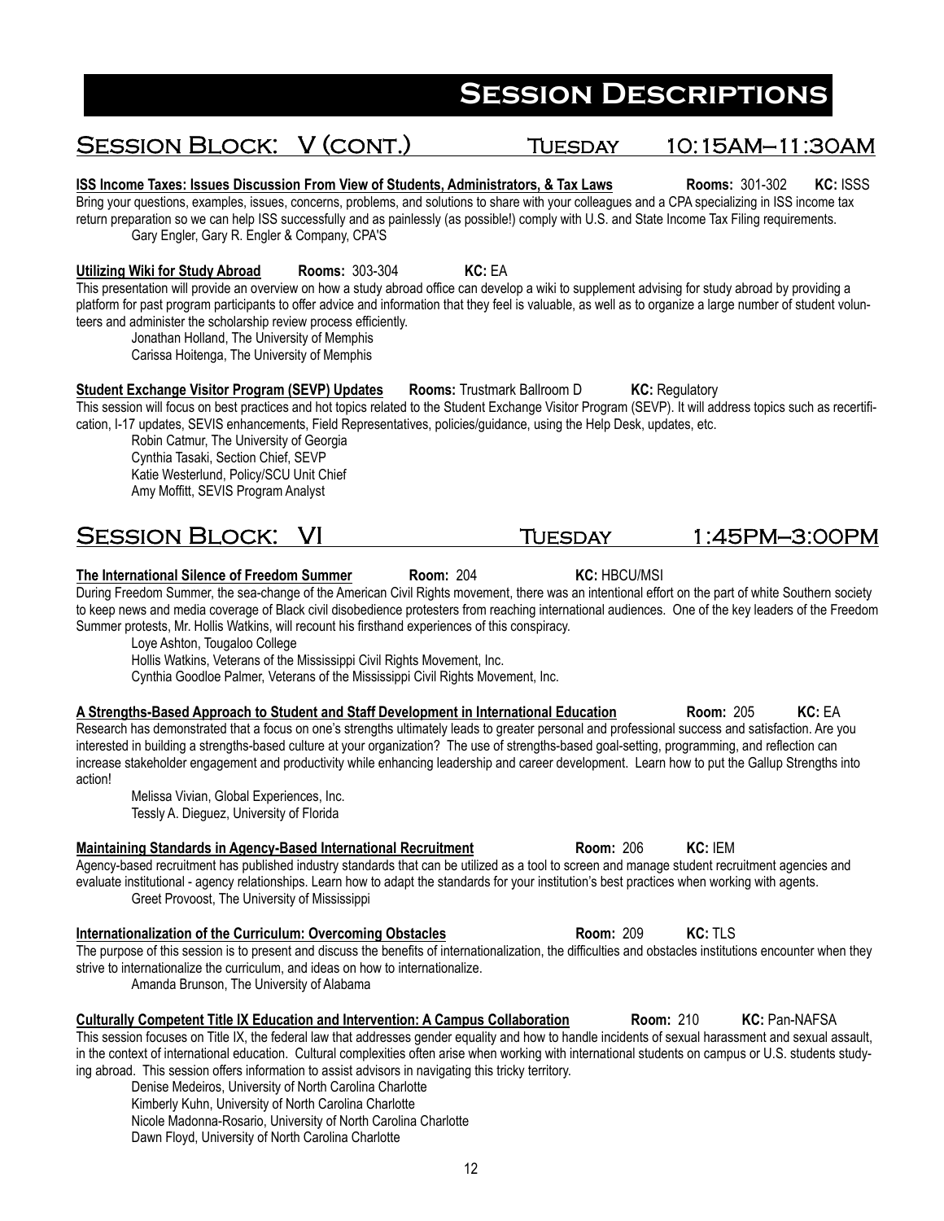# Session Descriptions

## Session Block: V (cont.) Tuesday 10:15AM–11:30AM

**ISS Income Taxes: Issues Discussion From View of Students, Administrators, & Tax Laws** **Rooms:** 301-302 **KC:** ISSS

Bring your questions, examples, issues, concerns, problems, and solutions to share with your colleagues and a CPA specializing in ISS income tax return preparation so we can help ISS successfully and as painlessly (as possible!) comply with U.S. and State Income Tax Filing requirements.

Gary Engler, Gary R. Engler & Company, CPA'S

**Utilizing Wiki for Study Abroad** **Rooms:** 303-304 **KC:** EA

This presentation will provide an overview on how a study abroad office can develop a wiki to supplement advising for study abroad by providing a platform for past program participants to offer advice and information that they feel is valuable, as well as to organize a large number of student volunteers and administer the scholarship review process efficiently.

Jonathan Holland, The University of Memphis
Carissa Hoitenga, The University of Memphis

**Student Exchange Visitor Program (SEVP) Updates** **Rooms:** Trustmark Ballroom D **KC:** Regulatory

This session will focus on best practices and hot topics related to the Student Exchange Visitor Program (SEVP). It will address topics such as recertification, I-17 updates, SEVIS enhancements, Field Representatives, policies/guidance, using the Help Desk, updates, etc.

Robin Catmur, The University of Georgia
Cynthia Tasaki, Section Chief, SEVP
Katie Westerlund, Policy/SCU Unit Chief
Amy Moffitt, SEVIS Program Analyst

## Session Block: VI Tuesday 1:45PM–3:00PM

**The International Silence of Freedom Summer** **Room:** 204 **KC:** HBCU/MSI

During Freedom Summer, the sea-change of the American Civil Rights movement, there was an intentional effort on the part of white Southern society to keep news and media coverage of Black civil disobedience protesters from reaching international audiences. One of the key leaders of the Freedom Summer protests, Mr. Hollis Watkins, will recount his firsthand experiences of this conspiracy.

Loye Ashton, Tougaloo College
Hollis Watkins, Veterans of the Mississippi Civil Rights Movement, Inc.
Cynthia Goodloe Palmer, Veterans of the Mississippi Civil Rights Movement, Inc.

**A Strengths-Based Approach to Student and Staff Development in International Education** **Room:** 205 **KC:** EA

Research has demonstrated that a focus on one's strengths ultimately leads to greater personal and professional success and satisfaction. Are you interested in building a strengths-based culture at your organization? The use of strengths-based goal-setting, programming, and reflection can increase stakeholder engagement and productivity while enhancing leadership and career development. Learn how to put the Gallup Strengths into action!

Melissa Vivian, Global Experiences, Inc.
Tessly A. Dieguez, University of Florida

**Maintaining Standards in Agency-Based International Recruitment** **Room:** 206 **KC:** IEM

Agency-based recruitment has published industry standards that can be utilized as a tool to screen and manage student recruitment agencies and evaluate institutional - agency relationships. Learn how to adapt the standards for your institution's best practices when working with agents.

Greet Provoost, The University of Mississippi

**Internationalization of the Curriculum: Overcoming Obstacles** **Room:** 209 **KC:** TLS

The purpose of this session is to present and discuss the benefits of internationalization, the difficulties and obstacles institutions encounter when they strive to internationalize the curriculum, and ideas on how to internationalize.

Amanda Brunson, The University of Alabama

**Culturally Competent Title IX Education and Intervention: A Campus Collaboration** **Room:** 210 **KC:** Pan-NAFSA

This session focuses on Title IX, the federal law that addresses gender equality and how to handle incidents of sexual harassment and sexual assault, in the context of international education. Cultural complexities often arise when working with international students on campus or U.S. students studying abroad. This session offers information to assist advisors in navigating this tricky territory.

Denise Medeiros, University of North Carolina Charlotte
Kimberly Kuhn, University of North Carolina Charlotte
Nicole Madonna-Rosario, University of North Carolina Charlotte
Dawn Floyd, University of North Carolina Charlotte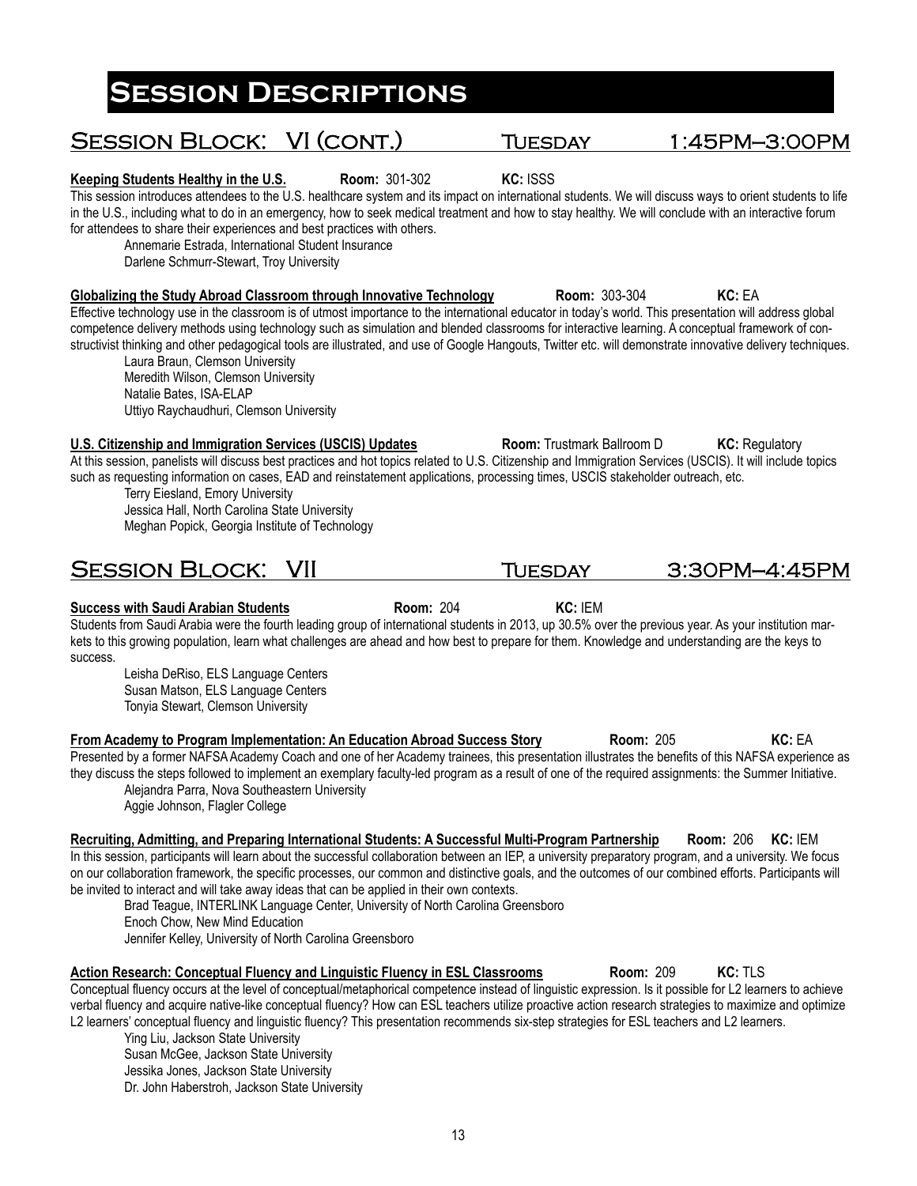# Session Descriptions

## Session Block: VI (cont.) Tuesday 1:45PM–3:00PM

**Keeping Students Healthy in the U.S.** **Room:** 301-302 **KC:** ISSS

This session introduces attendees to the U.S. healthcare system and its impact on international students. We will discuss ways to orient students to life in the U.S., including what to do in an emergency, how to seek medical treatment and how to stay healthy. We will conclude with an interactive forum for attendees to share their experiences and best practices with others.

Annemarie Estrada, International Student Insurance
Darlene Schmurr-Stewart, Troy University

**Globalizing the Study Abroad Classroom through Innovative Technology** **Room:** 303-304 **KC:** EA

Effective technology use in the classroom is of utmost importance to the international educator in today's world. This presentation will address global competence delivery methods using technology such as simulation and blended classrooms for interactive learning. A conceptual framework of constructivist thinking and other pedagogical tools are illustrated, and use of Google Hangouts, Twitter etc. will demonstrate innovative delivery techniques.

Laura Braun, Clemson University
Meredith Wilson, Clemson University
Natalie Bates, ISA-ELAP
Uttiyo Raychaudhuri, Clemson University

**U.S. Citizenship and Immigration Services (USCIS) Updates** **Room:** Trustmark Ballroom D **KC:** Regulatory

At this session, panelists will discuss best practices and hot topics related to U.S. Citizenship and Immigration Services (USCIS). It will include topics such as requesting information on cases, EAD and reinstatement applications, processing times, USCIS stakeholder outreach, etc.

Terry Eiesland, Emory University
Jessica Hall, North Carolina State University
Meghan Popick, Georgia Institute of Technology

## Session Block: VII Tuesday 3:30PM–4:45PM

**Success with Saudi Arabian Students** **Room:** 204 **KC:** IEM

Students from Saudi Arabia were the fourth leading group of international students in 2013, up 30.5% over the previous year. As your institution markets to this growing population, learn what challenges are ahead and how best to prepare for them. Knowledge and understanding are the keys to success.

Leisha DeRiso, ELS Language Centers
Susan Matson, ELS Language Centers
Tonyia Stewart, Clemson University

**From Academy to Program Implementation: An Education Abroad Success Story** **Room:** 205 **KC:** EA

Presented by a former NAFSA Academy Coach and one of her Academy trainees, this presentation illustrates the benefits of this NAFSA experience as they discuss the steps followed to implement an exemplary faculty-led program as a result of one of the required assignments: the Summer Initiative.

Alejandra Parra, Nova Southeastern University
Aggie Johnson, Flagler College

**Recruiting, Admitting, and Preparing International Students: A Successful Multi-Program Partnership** **Room:** 206 **KC:** IEM

In this session, participants will learn about the successful collaboration between an IEP, a university preparatory program, and a university. We focus on our collaboration framework, the specific processes, our common and distinctive goals, and the outcomes of our combined efforts. Participants will be invited to interact and will take away ideas that can be applied in their own contexts.

Brad Teague, INTERLINK Language Center, University of North Carolina Greensboro
Enoch Chow, New Mind Education
Jennifer Kelley, University of North Carolina Greensboro

**Action Research: Conceptual Fluency and Linguistic Fluency in ESL Classrooms** **Room:** 209 **KC:** TLS

Conceptual fluency occurs at the level of conceptual/metaphorical competence instead of linguistic expression. Is it possible for L2 learners to achieve verbal fluency and acquire native-like conceptual fluency? How can ESL teachers utilize proactive action research strategies to maximize and optimize L2 learners' conceptual fluency and linguistic fluency? This presentation recommends six-step strategies for ESL teachers and L2 learners.

Ying Liu, Jackson State University
Susan McGee, Jackson State University
Jessika Jones, Jackson State University
Dr. John Haberstroh, Jackson State University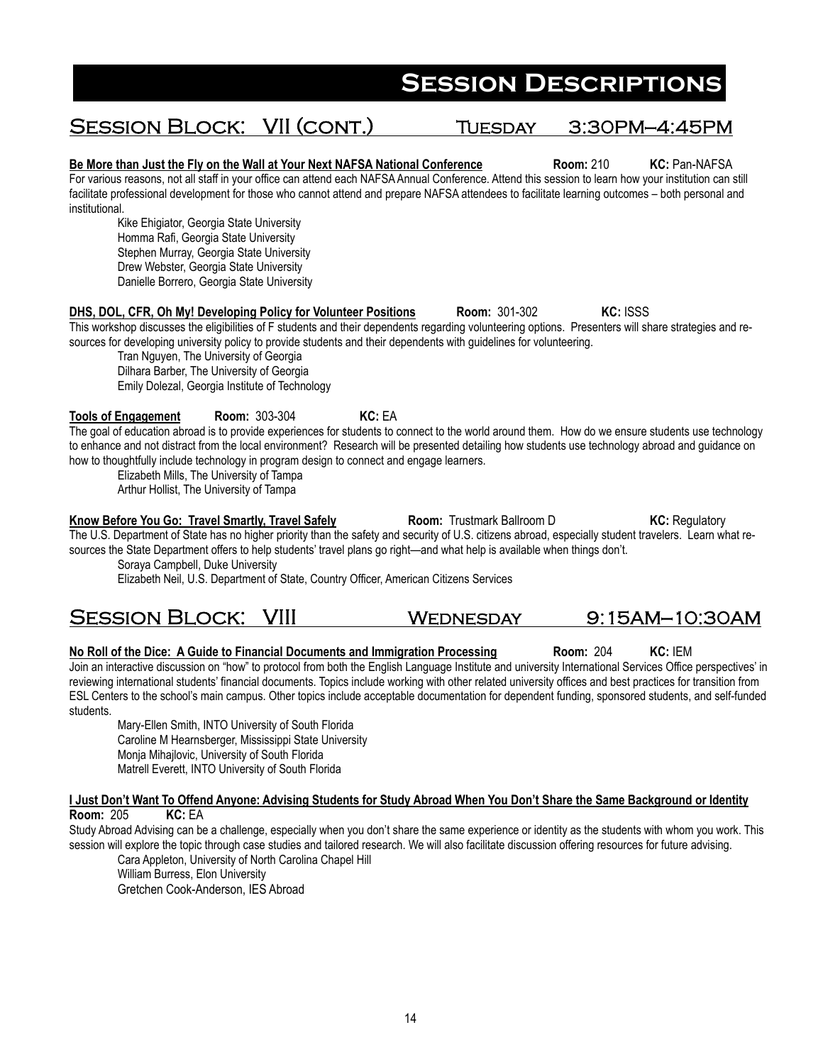# Session Descriptions

## Session Block: VII (cont.) Tuesday 3:30PM–4:45PM

**Be More than Just the Fly on the Wall at Your Next NAFSA National Conference** **Room:** 210 **KC:** Pan-NAFSA

For various reasons, not all staff in your office can attend each NAFSA Annual Conference. Attend this session to learn how your institution can still facilitate professional development for those who cannot attend and prepare NAFSA attendees to facilitate learning outcomes – both personal and institutional.

Kike Ehigiator, Georgia State University
Homma Rafi, Georgia State University
Stephen Murray, Georgia State University
Drew Webster, Georgia State University
Danielle Borrero, Georgia State University

**DHS, DOL, CFR, Oh My! Developing Policy for Volunteer Positions** **Room:** 301-302 **KC:** ISSS

This workshop discusses the eligibilities of F students and their dependents regarding volunteering options. Presenters will share strategies and resources for developing university policy to provide students and their dependents with guidelines for volunteering.

Tran Nguyen, The University of Georgia
Dilhara Barber, The University of Georgia
Emily Dolezal, Georgia Institute of Technology

**Tools of Engagement** **Room:** 303-304 **KC:** EA

The goal of education abroad is to provide experiences for students to connect to the world around them. How do we ensure students use technology to enhance and not distract from the local environment? Research will be presented detailing how students use technology abroad and guidance on how to thoughtfully include technology in program design to connect and engage learners.

Elizabeth Mills, The University of Tampa
Arthur Hollist, The University of Tampa

**Know Before You Go: Travel Smartly, Travel Safely** **Room:** Trustmark Ballroom D **KC:** Regulatory

The U.S. Department of State has no higher priority than the safety and security of U.S. citizens abroad, especially student travelers. Learn what resources the State Department offers to help students' travel plans go right—and what help is available when things don't.

Soraya Campbell, Duke University
Elizabeth Neil, U.S. Department of State, Country Officer, American Citizens Services

## Session Block: VIII Wednesday 9:15AM–10:30AM

**No Roll of the Dice: A Guide to Financial Documents and Immigration Processing** **Room:** 204 **KC:** IEM

Join an interactive discussion on "how" to protocol from both the English Language Institute and university International Services Office perspectives' in reviewing international students' financial documents. Topics include working with other related university offices and best practices for transition from ESL Centers to the school's main campus. Other topics include acceptable documentation for dependent funding, sponsored students, and self-funded students.

Mary-Ellen Smith, INTO University of South Florida
Caroline M Hearnsberger, Mississippi State University
Monja Mihajlovic, University of South Florida
Matrell Everett, INTO University of South Florida

**I Just Don't Want To Offend Anyone: Advising Students for Study Abroad When You Don't Share the Same Background or Identity**
**Room:** 205 **KC:** EA

Study Abroad Advising can be a challenge, especially when you don't share the same experience or identity as the students with whom you work. This session will explore the topic through case studies and tailored research. We will also facilitate discussion offering resources for future advising.

Cara Appleton, University of North Carolina Chapel Hill
William Burress, Elon University
Gretchen Cook-Anderson, IES Abroad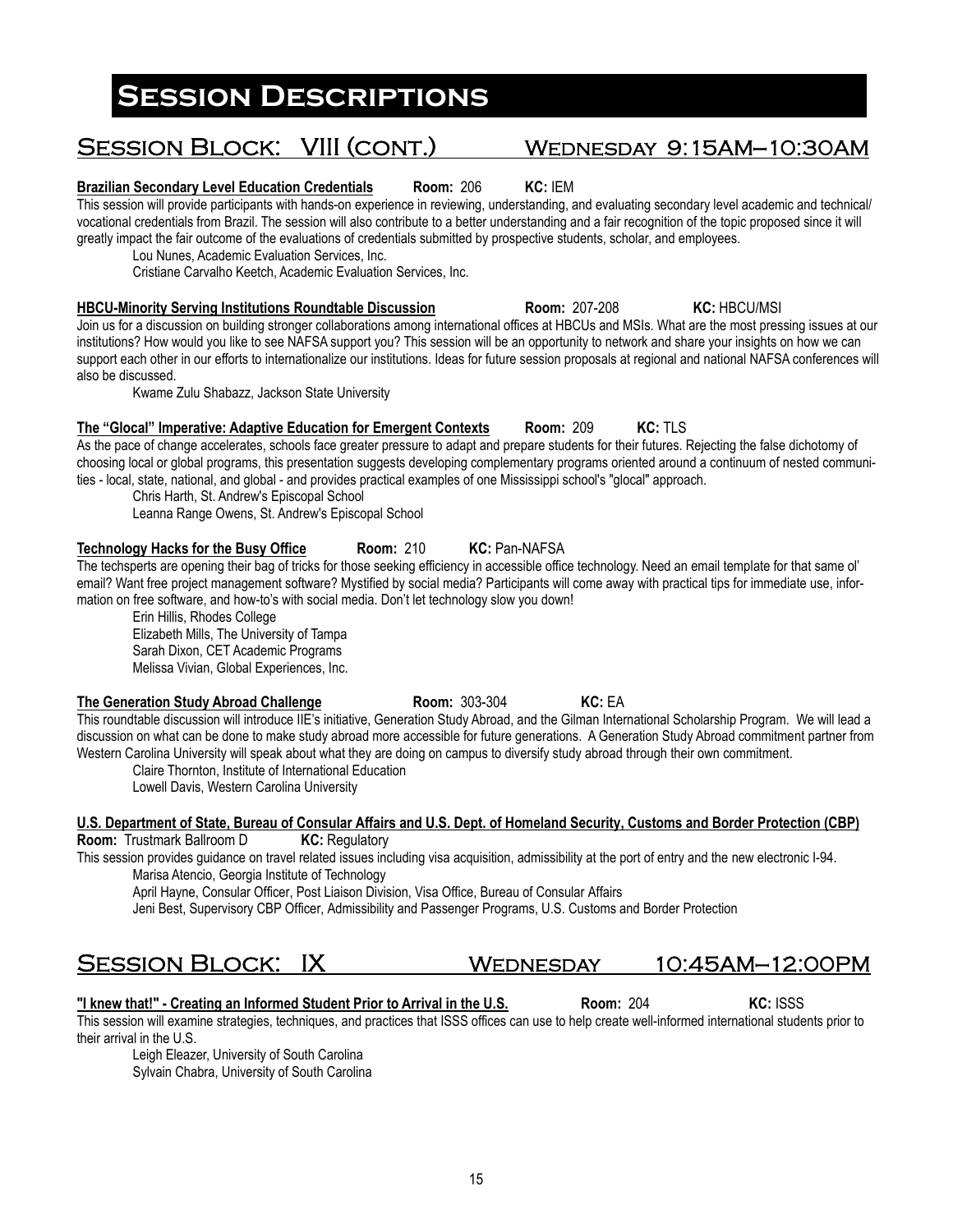# Session Descriptions

## Session Block: VIII (cont.) Wednesday 9:15AM–10:30AM

**Brazilian Secondary Level Education Credentials** **Room:** 206 **KC:** IEM

This session will provide participants with hands-on experience in reviewing, understanding, and evaluating secondary level academic and technical/ vocational credentials from Brazil. The session will also contribute to a better understanding and a fair recognition of the topic proposed since it will greatly impact the fair outcome of the evaluations of credentials submitted by prospective students, scholar, and employees.

Lou Nunes, Academic Evaluation Services, Inc.
Cristiane Carvalho Keetch, Academic Evaluation Services, Inc.

**HBCU-Minority Serving Institutions Roundtable Discussion** **Room:** 207-208 **KC:** HBCU/MSI

Join us for a discussion on building stronger collaborations among international offices at HBCUs and MSIs. What are the most pressing issues at our institutions? How would you like to see NAFSA support you? This session will be an opportunity to network and share your insights on how we can support each other in our efforts to internationalize our institutions. Ideas for future session proposals at regional and national NAFSA conferences will also be discussed.

Kwame Zulu Shabazz, Jackson State University

**The "Glocal" Imperative: Adaptive Education for Emergent Contexts** **Room:** 209 **KC:** TLS

As the pace of change accelerates, schools face greater pressure to adapt and prepare students for their futures. Rejecting the false dichotomy of choosing local or global programs, this presentation suggests developing complementary programs oriented around a continuum of nested communities - local, state, national, and global - and provides practical examples of one Mississippi school's "glocal" approach.

Chris Harth, St. Andrew's Episcopal School
Leanna Range Owens, St. Andrew's Episcopal School

**Technology Hacks for the Busy Office** **Room:** 210 **KC:** Pan-NAFSA

The techsperts are opening their bag of tricks for those seeking efficiency in accessible office technology. Need an email template for that same ol' email? Want free project management software? Mystified by social media? Participants will come away with practical tips for immediate use, information on free software, and how-to's with social media. Don't let technology slow you down!

Erin Hillis, Rhodes College
Elizabeth Mills, The University of Tampa
Sarah Dixon, CET Academic Programs
Melissa Vivian, Global Experiences, Inc.

**The Generation Study Abroad Challenge** **Room:** 303-304 **KC:** EA

This roundtable discussion will introduce IIE's initiative, Generation Study Abroad, and the Gilman International Scholarship Program. We will lead a discussion on what can be done to make study abroad more accessible for future generations. A Generation Study Abroad commitment partner from Western Carolina University will speak about what they are doing on campus to diversify study abroad through their own commitment.

Claire Thornton, Institute of International Education
Lowell Davis, Western Carolina University

**U.S. Department of State, Bureau of Consular Affairs and U.S. Dept. of Homeland Security, Customs and Border Protection (CBP)**
**Room:** Trustmark Ballroom D **KC:** Regulatory

This session provides guidance on travel related issues including visa acquisition, admissibility at the port of entry and the new electronic I-94.

Marisa Atencio, Georgia Institute of Technology
April Hayne, Consular Officer, Post Liaison Division, Visa Office, Bureau of Consular Affairs
Jeni Best, Supervisory CBP Officer, Admissibility and Passenger Programs, U.S. Customs and Border Protection

## Session Block: IX Wednesday 10:45AM–12:00PM

**"I knew that!" - Creating an Informed Student Prior to Arrival in the U.S.** **Room:** 204 **KC:** ISSS

This session will examine strategies, techniques, and practices that ISSS offices can use to help create well-informed international students prior to their arrival in the U.S.

Leigh Eleazer, University of South Carolina
Sylvain Chabra, University of South Carolina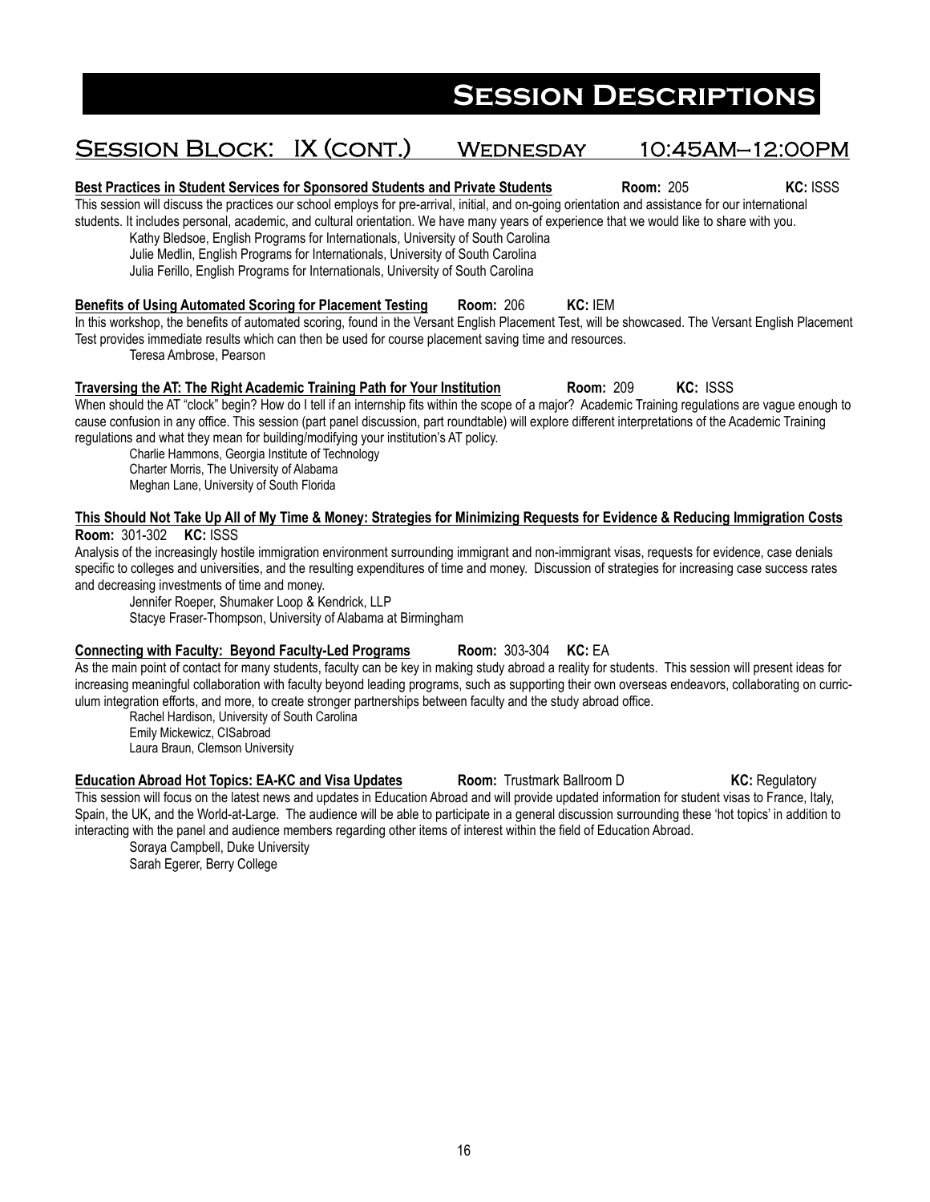# Session Descriptions

## Session Block: IX (cont.) Wednesday 10:45AM–12:00PM

**Best Practices in Student Services for Sponsored Students and Private Students** **Room:** 205 **KC:** ISSS

This session will discuss the practices our school employs for pre-arrival, initial, and on-going orientation and assistance for our international students. It includes personal, academic, and cultural orientation. We have many years of experience that we would like to share with you.

Kathy Bledsoe, English Programs for Internationals, University of South Carolina
Julie Medlin, English Programs for Internationals, University of South Carolina
Julia Ferillo, English Programs for Internationals, University of South Carolina

**Benefits of Using Automated Scoring for Placement Testing** **Room:** 206 **KC:** IEM

In this workshop, the benefits of automated scoring, found in the Versant English Placement Test, will be showcased. The Versant English Placement Test provides immediate results which can then be used for course placement saving time and resources.

Teresa Ambrose, Pearson

**Traversing the AT: The Right Academic Training Path for Your Institution** **Room:** 209 **KC:** ISSS

When should the AT "clock" begin? How do I tell if an internship fits within the scope of a major? Academic Training regulations are vague enough to cause confusion in any office. This session (part panel discussion, part roundtable) will explore different interpretations of the Academic Training regulations and what they mean for building/modifying your institution's AT policy.

Charlie Hammons, Georgia Institute of Technology
Charter Morris, The University of Alabama
Meghan Lane, University of South Florida

**This Should Not Take Up All of My Time & Money: Strategies for Minimizing Requests for Evidence & Reducing Immigration Costs**
**Room:** 301-302 **KC:** ISSS

Analysis of the increasingly hostile immigration environment surrounding immigrant and non-immigrant visas, requests for evidence, case denials specific to colleges and universities, and the resulting expenditures of time and money. Discussion of strategies for increasing case success rates and decreasing investments of time and money.

Jennifer Roeper, Shumaker Loop & Kendrick, LLP
Stacye Fraser-Thompson, University of Alabama at Birmingham

**Connecting with Faculty: Beyond Faculty-Led Programs** **Room:** 303-304 **KC:** EA

As the main point of contact for many students, faculty can be key in making study abroad a reality for students. This session will present ideas for increasing meaningful collaboration with faculty beyond leading programs, such as supporting their own overseas endeavors, collaborating on curriculum integration efforts, and more, to create stronger partnerships between faculty and the study abroad office.

Rachel Hardison, University of South Carolina
Emily Mickewicz, CISabroad
Laura Braun, Clemson University

**Education Abroad Hot Topics: EA-KC and Visa Updates** **Room:** Trustmark Ballroom D **KC:** Regulatory

This session will focus on the latest news and updates in Education Abroad and will provide updated information for student visas to France, Italy, Spain, the UK, and the World-at-Large. The audience will be able to participate in a general discussion surrounding these 'hot topics' in addition to interacting with the panel and audience members regarding other items of interest within the field of Education Abroad.

Soraya Campbell, Duke University
Sarah Egerer, Berry College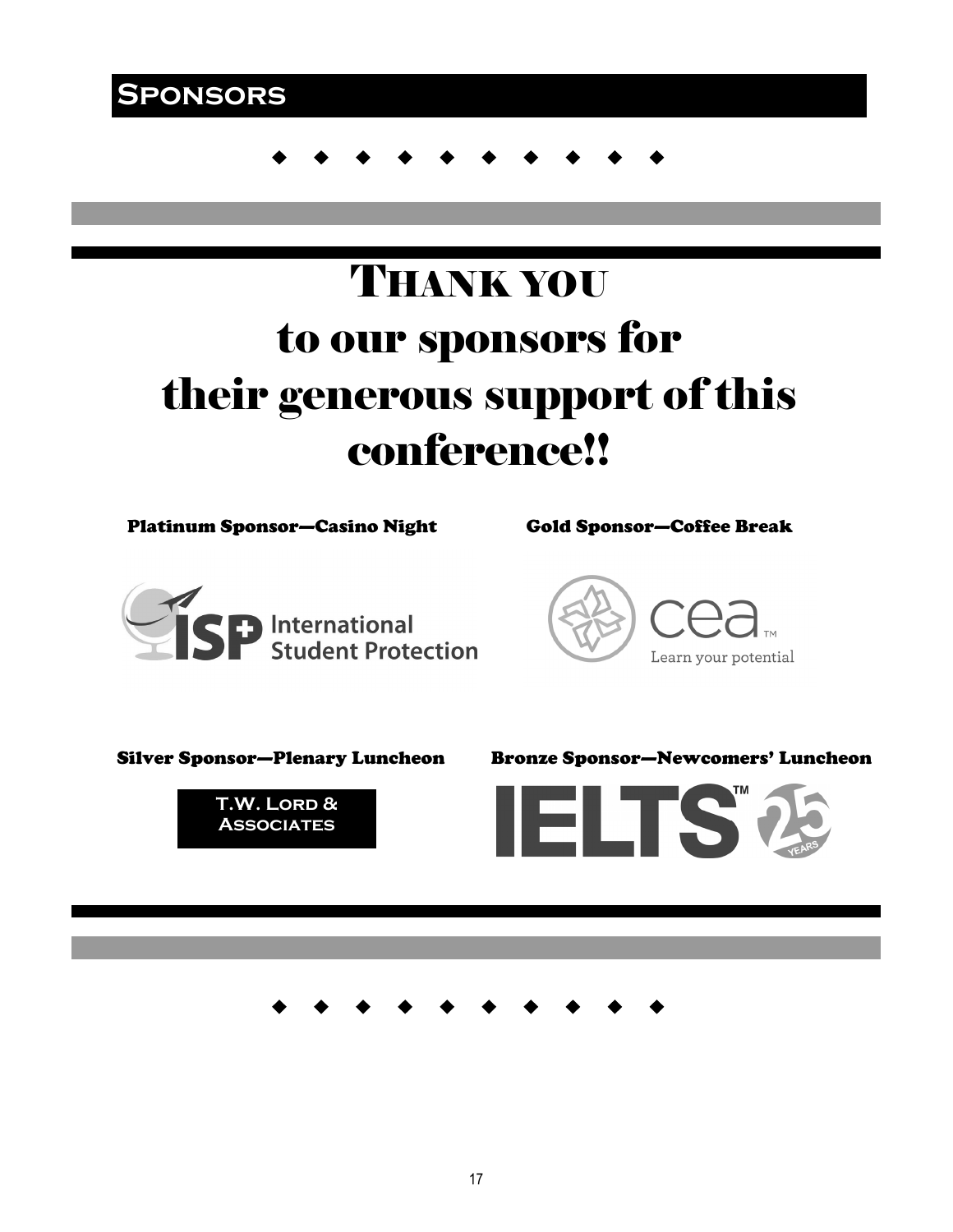# Sponsors

# THANK YOU to our sponsors for their generous support of this conference!!

**Platinum Sponsor—Casino Night**

ISP International Student Protection

**Gold Sponsor—Coffee Break**

cea™ Learn your potential

**Silver Sponsor—Plenary Luncheon**

T.W. Lord & Associates

**Bronze Sponsor—Newcomers' Luncheon**

IELTS™ 25 YEARS